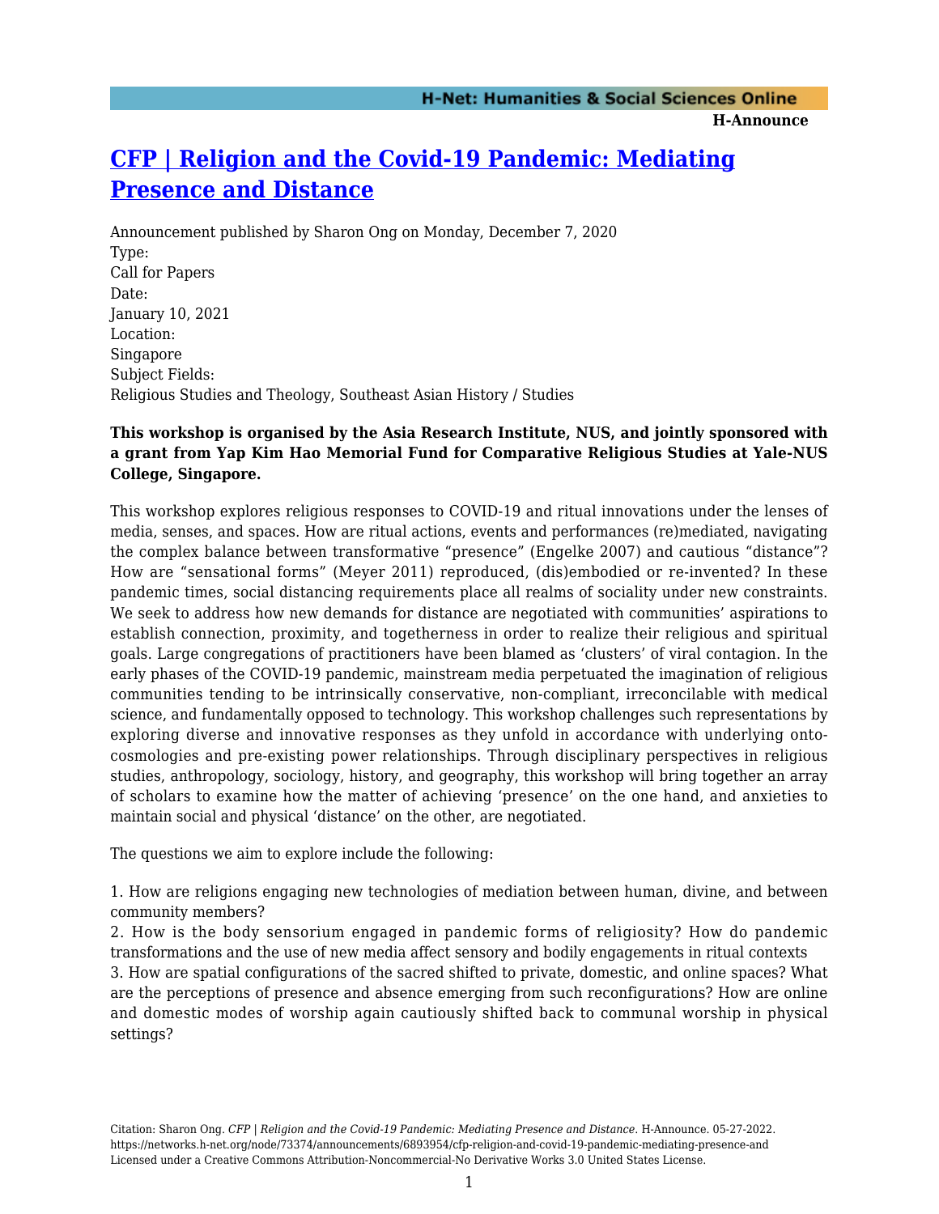# CFP | Religion and the Covid-19 Pandemic: Mediating Presence and Distance

Announcement published by Sharon Ong on Monday, December 7, 2020

Type:
Call for Papers

Date:
January 10, 2021

Location:
Singapore

Subject Fields:
Religious Studies and Theology, Southeast Asian History / Studies

**This workshop is organised by the Asia Research Institute, NUS, and jointly sponsored with a grant from Yap Kim Hao Memorial Fund for Comparative Religious Studies at Yale-NUS College, Singapore.**

This workshop explores religious responses to COVID-19 and ritual innovations under the lenses of media, senses, and spaces. How are ritual actions, events and performances (re)mediated, navigating the complex balance between transformative "presence" (Engelke 2007) and cautious "distance"? How are "sensational forms" (Meyer 2011) reproduced, (dis)embodied or re-invented? In these pandemic times, social distancing requirements place all realms of sociality under new constraints. We seek to address how new demands for distance are negotiated with communities' aspirations to establish connection, proximity, and togetherness in order to realize their religious and spiritual goals. Large congregations of practitioners have been blamed as 'clusters' of viral contagion. In the early phases of the COVID-19 pandemic, mainstream media perpetuated the imagination of religious communities tending to be intrinsically conservative, non-compliant, irreconcilable with medical science, and fundamentally opposed to technology. This workshop challenges such representations by exploring diverse and innovative responses as they unfold in accordance with underlying onto-cosmologies and pre-existing power relationships. Through disciplinary perspectives in religious studies, anthropology, sociology, history, and geography, this workshop will bring together an array of scholars to examine how the matter of achieving 'presence' on the one hand, and anxieties to maintain social and physical 'distance' on the other, are negotiated.

The questions we aim to explore include the following:

1. How are religions engaging new technologies of mediation between human, divine, and between community members?
2. How is the body sensorium engaged in pandemic forms of religiosity? How do pandemic transformations and the use of new media affect sensory and bodily engagements in ritual contexts
3. How are spatial configurations of the sacred shifted to private, domestic, and online spaces? What are the perceptions of presence and absence emerging from such reconfigurations? How are online and domestic modes of worship again cautiously shifted back to communal worship in physical settings?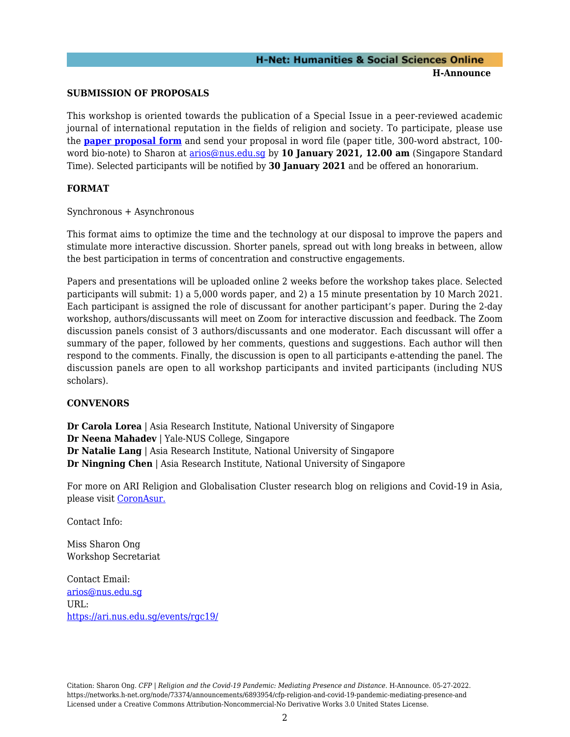**SUBMISSION OF PROPOSALS**

This workshop is oriented towards the publication of a Special Issue in a peer-reviewed academic journal of international reputation in the fields of religion and society. To participate, please use the **paper proposal form** and send your proposal in word file (paper title, 300-word abstract, 100-word bio-note) to Sharon at arios@nus.edu.sg by **10 January 2021, 12.00 am** (Singapore Standard Time). Selected participants will be notified by **30 January 2021** and be offered an honorarium.

**FORMAT**

Synchronous + Asynchronous

This format aims to optimize the time and the technology at our disposal to improve the papers and stimulate more interactive discussion. Shorter panels, spread out with long breaks in between, allow the best participation in terms of concentration and constructive engagements.

Papers and presentations will be uploaded online 2 weeks before the workshop takes place. Selected participants will submit: 1) a 5,000 words paper, and 2) a 15 minute presentation by 10 March 2021. Each participant is assigned the role of discussant for another participant's paper. During the 2-day workshop, authors/discussants will meet on Zoom for interactive discussion and feedback. The Zoom discussion panels consist of 3 authors/discussants and one moderator. Each discussant will offer a summary of the paper, followed by her comments, questions and suggestions. Each author will then respond to the comments. Finally, the discussion is open to all participants e-attending the panel. The discussion panels are open to all workshop participants and invited participants (including NUS scholars).

**CONVENORS**

**Dr Carola Lorea** | Asia Research Institute, National University of Singapore
**Dr Neena Mahadev** | Yale-NUS College, Singapore
**Dr Natalie Lang** | Asia Research Institute, National University of Singapore
**Dr Ningning Chen** | Asia Research Institute, National University of Singapore

For more on ARI Religion and Globalisation Cluster research blog on religions and Covid-19 in Asia, please visit CoronAsur.

Contact Info:

Miss Sharon Ong
Workshop Secretariat

Contact Email:
arios@nus.edu.sg
URL:
https://ari.nus.edu.sg/events/rgc19/

Citation: Sharon Ong. *CFP | Religion and the Covid-19 Pandemic: Mediating Presence and Distance*. H-Announce. 05-27-2022.
https://networks.h-net.org/node/73374/announcements/6893954/cfp-religion-and-covid-19-pandemic-mediating-presence-and
Licensed under a Creative Commons Attribution-Noncommercial-No Derivative Works 3.0 United States License.